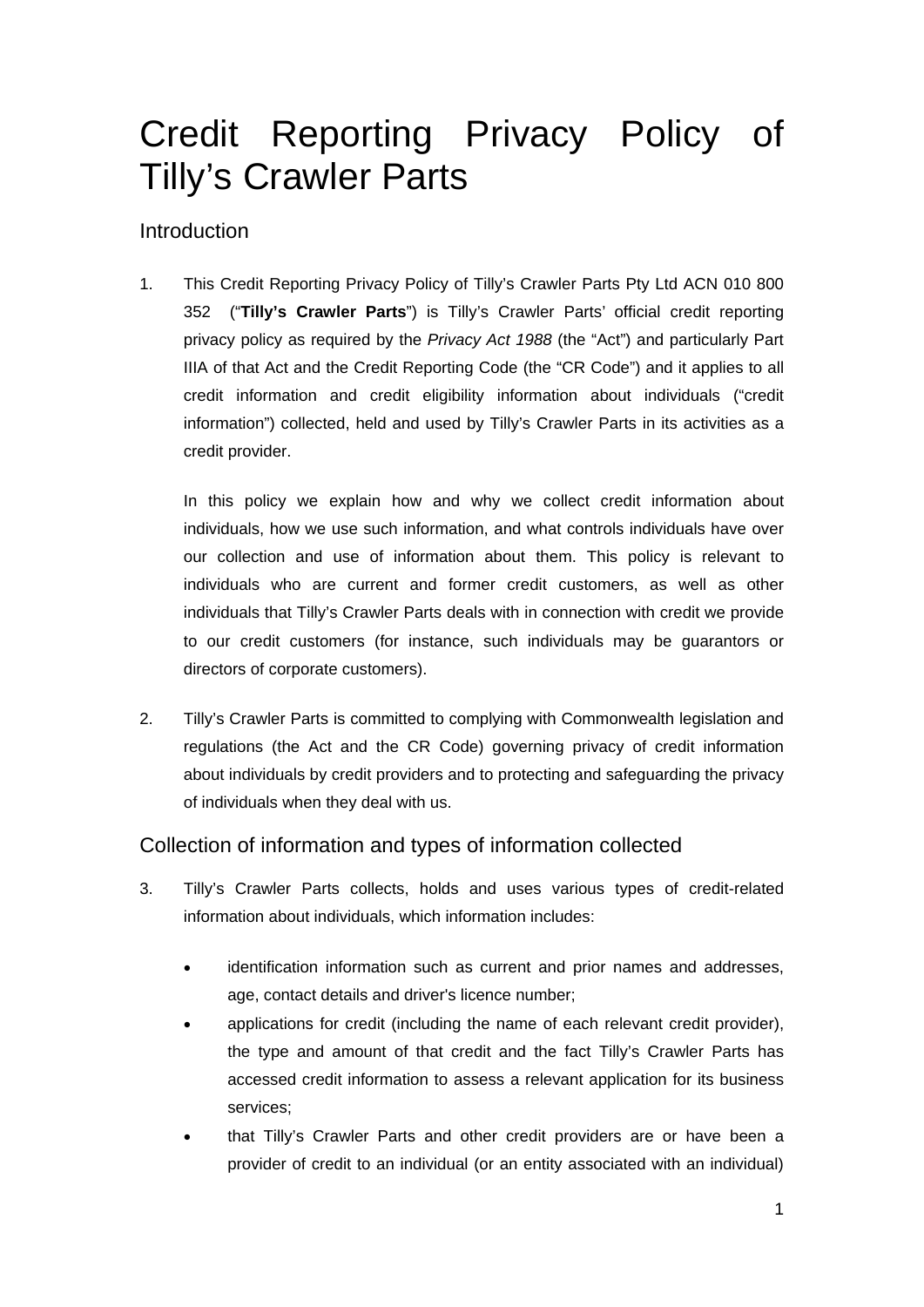# Credit Reporting Privacy Policy of Tilly's Crawler Parts

## Introduction

1. This Credit Reporting Privacy Policy of Tilly's Crawler Parts Pty Ltd ACN 010 800 352 ("**Tilly's Crawler Parts**") is Tilly's Crawler Parts' official credit reporting privacy policy as required by the *Privacy Act 1988* (the "Act") and particularly Part IIIA of that Act and the Credit Reporting Code (the "CR Code") and it applies to all credit information and credit eligibility information about individuals ("credit information") collected, held and used by Tilly's Crawler Parts in its activities as a credit provider.

   In this policy we explain how and why we collect credit information about individuals, how we use such information, and what controls individuals have over our collection and use of information about them. This policy is relevant to individuals who are current and former credit customers, as well as other individuals that Tilly's Crawler Parts deals with in connection with credit we provide to our credit customers (for instance, such individuals may be guarantors or directors of corporate customers).

2. Tilly's Crawler Parts is committed to complying with Commonwealth legislation and regulations (the Act and the CR Code) governing privacy of credit information about individuals by credit providers and to protecting and safeguarding the privacy of individuals when they deal with us.

## Collection of information and types of information collected

3. Tilly's Crawler Parts collects, holds and uses various types of credit-related information about individuals, which information includes:

   - identification information such as current and prior names and addresses, age, contact details and driver's licence number;
   - applications for credit (including the name of each relevant credit provider), the type and amount of that credit and the fact Tilly's Crawler Parts has accessed credit information to assess a relevant application for its business services;
   - that Tilly's Crawler Parts and other credit providers are or have been a provider of credit to an individual (or an entity associated with an individual)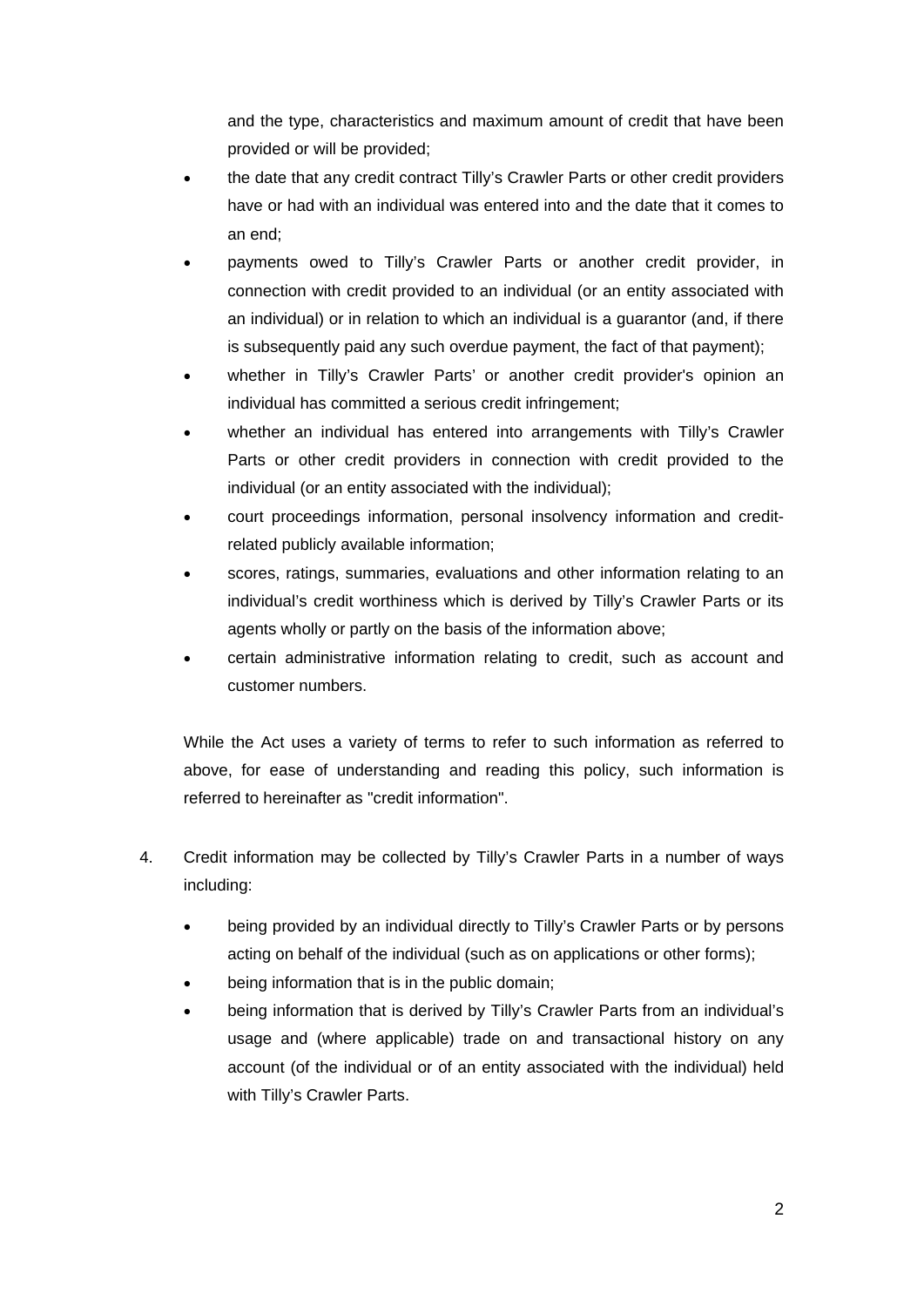and the type, characteristics and maximum amount of credit that have been provided or will be provided;

- the date that any credit contract Tilly's Crawler Parts or other credit providers have or had with an individual was entered into and the date that it comes to an end;
- payments owed to Tilly's Crawler Parts or another credit provider, in connection with credit provided to an individual (or an entity associated with an individual) or in relation to which an individual is a guarantor (and, if there is subsequently paid any such overdue payment, the fact of that payment);
- whether in Tilly's Crawler Parts' or another credit provider's opinion an individual has committed a serious credit infringement;
- whether an individual has entered into arrangements with Tilly's Crawler Parts or other credit providers in connection with credit provided to the individual (or an entity associated with the individual);
- court proceedings information, personal insolvency information and credit-related publicly available information;
- scores, ratings, summaries, evaluations and other information relating to an individual's credit worthiness which is derived by Tilly's Crawler Parts or its agents wholly or partly on the basis of the information above;
- certain administrative information relating to credit, such as account and customer numbers.

While the Act uses a variety of terms to refer to such information as referred to above, for ease of understanding and reading this policy, such information is referred to hereinafter as "credit information".

4. Credit information may be collected by Tilly's Crawler Parts in a number of ways including:

   - being provided by an individual directly to Tilly's Crawler Parts or by persons acting on behalf of the individual (such as on applications or other forms);
   - being information that is in the public domain;
   - being information that is derived by Tilly's Crawler Parts from an individual's usage and (where applicable) trade on and transactional history on any account (of the individual or of an entity associated with the individual) held with Tilly's Crawler Parts.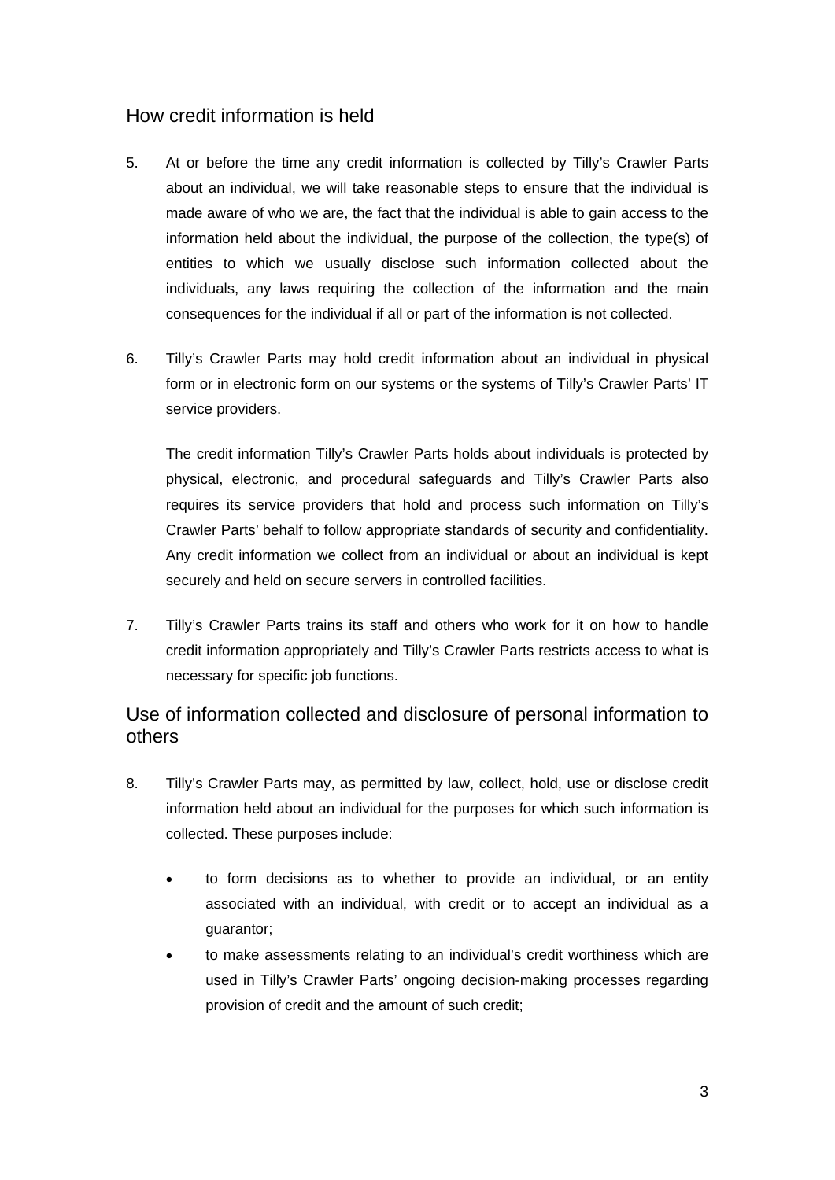## How credit information is held

5. At or before the time any credit information is collected by Tilly's Crawler Parts about an individual, we will take reasonable steps to ensure that the individual is made aware of who we are, the fact that the individual is able to gain access to the information held about the individual, the purpose of the collection, the type(s) of entities to which we usually disclose such information collected about the individuals, any laws requiring the collection of the information and the main consequences for the individual if all or part of the information is not collected.

6. Tilly's Crawler Parts may hold credit information about an individual in physical form or in electronic form on our systems or the systems of Tilly's Crawler Parts' IT service providers.

   The credit information Tilly's Crawler Parts holds about individuals is protected by physical, electronic, and procedural safeguards and Tilly's Crawler Parts also requires its service providers that hold and process such information on Tilly's Crawler Parts' behalf to follow appropriate standards of security and confidentiality. Any credit information we collect from an individual or about an individual is kept securely and held on secure servers in controlled facilities.

7. Tilly's Crawler Parts trains its staff and others who work for it on how to handle credit information appropriately and Tilly's Crawler Parts restricts access to what is necessary for specific job functions.

## Use of information collected and disclosure of personal information to others

8. Tilly's Crawler Parts may, as permitted by law, collect, hold, use or disclose credit information held about an individual for the purposes for which such information is collected. These purposes include:

   - to form decisions as to whether to provide an individual, or an entity associated with an individual, with credit or to accept an individual as a guarantor;
   - to make assessments relating to an individual's credit worthiness which are used in Tilly's Crawler Parts' ongoing decision-making processes regarding provision of credit and the amount of such credit;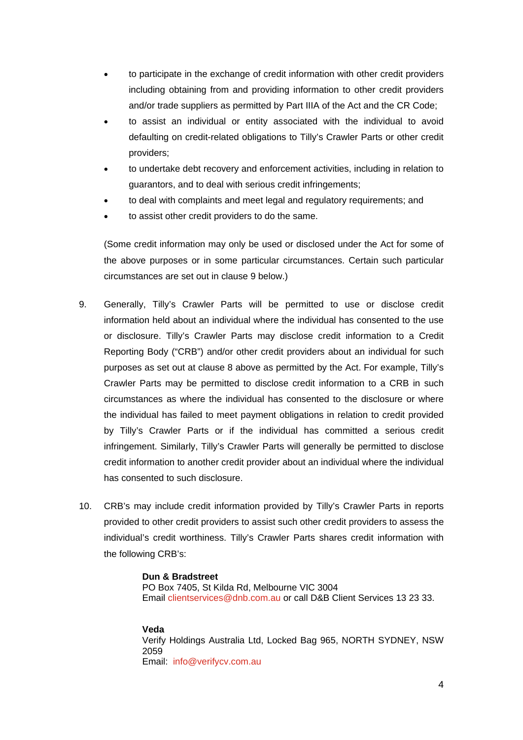- to participate in the exchange of credit information with other credit providers including obtaining from and providing information to other credit providers and/or trade suppliers as permitted by Part IIIA of the Act and the CR Code;
- to assist an individual or entity associated with the individual to avoid defaulting on credit-related obligations to Tilly's Crawler Parts or other credit providers;
- to undertake debt recovery and enforcement activities, including in relation to guarantors, and to deal with serious credit infringements;
- to deal with complaints and meet legal and regulatory requirements; and
- to assist other credit providers to do the same.

(Some credit information may only be used or disclosed under the Act for some of the above purposes or in some particular circumstances. Certain such particular circumstances are set out in clause 9 below.)

9. Generally, Tilly's Crawler Parts will be permitted to use or disclose credit information held about an individual where the individual has consented to the use or disclosure. Tilly's Crawler Parts may disclose credit information to a Credit Reporting Body ("CRB") and/or other credit providers about an individual for such purposes as set out at clause 8 above as permitted by the Act. For example, Tilly's Crawler Parts may be permitted to disclose credit information to a CRB in such circumstances as where the individual has consented to the disclosure or where the individual has failed to meet payment obligations in relation to credit provided by Tilly's Crawler Parts or if the individual has committed a serious credit infringement. Similarly, Tilly's Crawler Parts will generally be permitted to disclose credit information to another credit provider about an individual where the individual has consented to such disclosure.

10. CRB's may include credit information provided by Tilly's Crawler Parts in reports provided to other credit providers to assist such other credit providers to assess the individual's credit worthiness. Tilly's Crawler Parts shares credit information with the following CRB's:

    **Dun & Bradstreet**
    PO Box 7405, St Kilda Rd, Melbourne VIC 3004
    Email clientservices@dnb.com.au or call D&B Client Services 13 23 33.

    **Veda**
    Verify Holdings Australia Ltd, Locked Bag 965, NORTH SYDNEY, NSW 2059
    Email: info@verifycv.com.au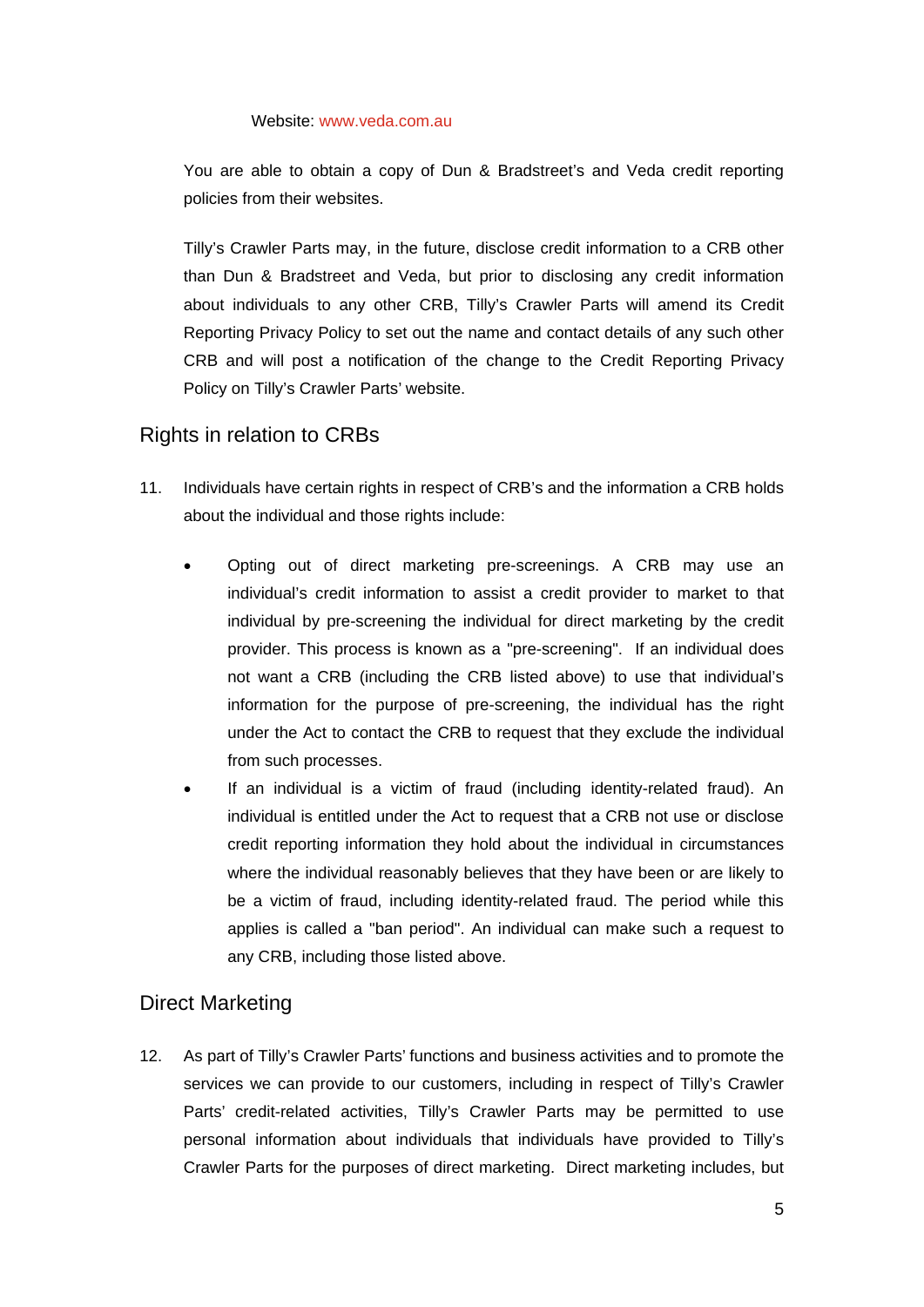Website: www.veda.com.au

You are able to obtain a copy of Dun & Bradstreet's and Veda credit reporting policies from their websites.

Tilly's Crawler Parts may, in the future, disclose credit information to a CRB other than Dun & Bradstreet and Veda, but prior to disclosing any credit information about individuals to any other CRB, Tilly's Crawler Parts will amend its Credit Reporting Privacy Policy to set out the name and contact details of any such other CRB and will post a notification of the change to the Credit Reporting Privacy Policy on Tilly's Crawler Parts' website.

## Rights in relation to CRBs

11. Individuals have certain rights in respect of CRB's and the information a CRB holds about the individual and those rights include:

    - Opting out of direct marketing pre-screenings. A CRB may use an individual's credit information to assist a credit provider to market to that individual by pre-screening the individual for direct marketing by the credit provider. This process is known as a "pre-screening". If an individual does not want a CRB (including the CRB listed above) to use that individual's information for the purpose of pre-screening, the individual has the right under the Act to contact the CRB to request that they exclude the individual from such processes.
    - If an individual is a victim of fraud (including identity-related fraud). An individual is entitled under the Act to request that a CRB not use or disclose credit reporting information they hold about the individual in circumstances where the individual reasonably believes that they have been or are likely to be a victim of fraud, including identity-related fraud. The period while this applies is called a "ban period". An individual can make such a request to any CRB, including those listed above.

## Direct Marketing

12. As part of Tilly's Crawler Parts' functions and business activities and to promote the services we can provide to our customers, including in respect of Tilly's Crawler Parts' credit-related activities, Tilly's Crawler Parts may be permitted to use personal information about individuals that individuals have provided to Tilly's Crawler Parts for the purposes of direct marketing. Direct marketing includes, but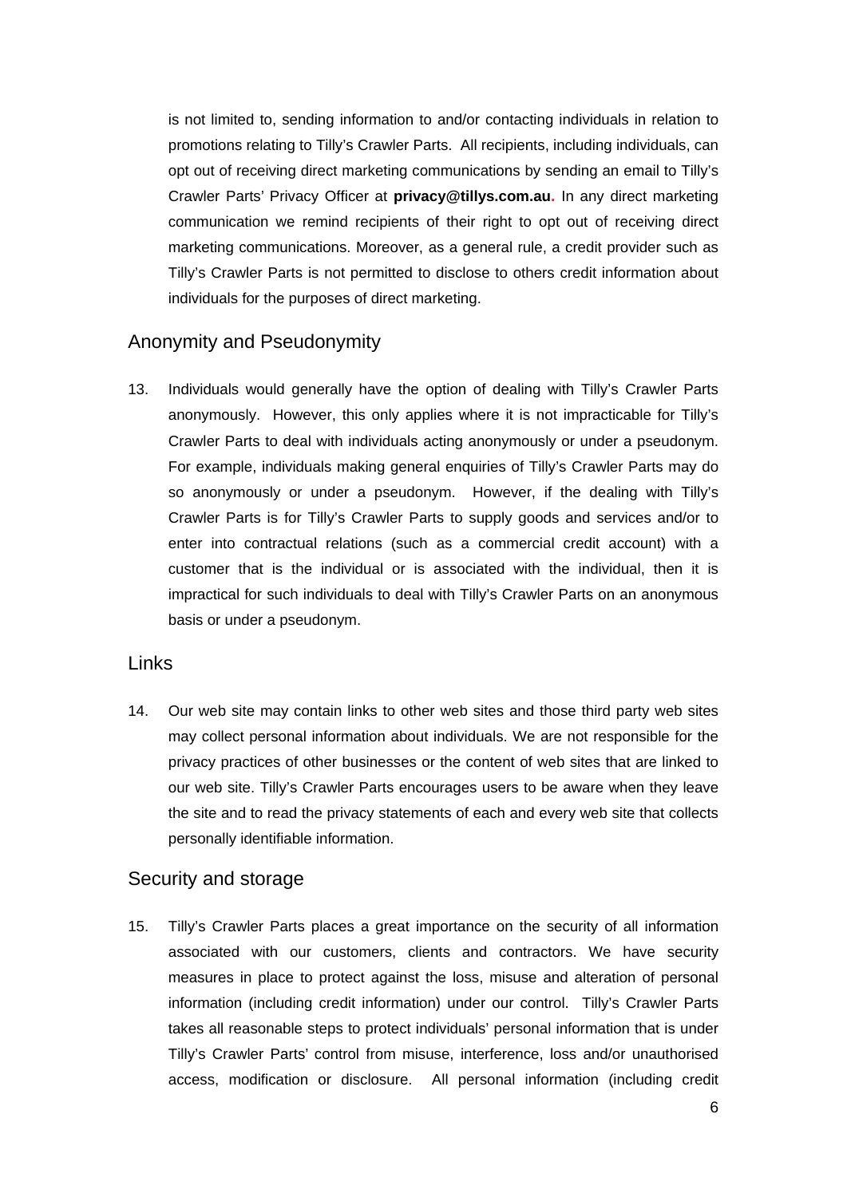is not limited to, sending information to and/or contacting individuals in relation to promotions relating to Tilly's Crawler Parts. All recipients, including individuals, can opt out of receiving direct marketing communications by sending an email to Tilly's Crawler Parts' Privacy Officer at **privacy@tillys.com.au**. In any direct marketing communication we remind recipients of their right to opt out of receiving direct marketing communications. Moreover, as a general rule, a credit provider such as Tilly's Crawler Parts is not permitted to disclose to others credit information about individuals for the purposes of direct marketing.

## Anonymity and Pseudonymity

13. Individuals would generally have the option of dealing with Tilly's Crawler Parts anonymously. However, this only applies where it is not impracticable for Tilly's Crawler Parts to deal with individuals acting anonymously or under a pseudonym. For example, individuals making general enquiries of Tilly's Crawler Parts may do so anonymously or under a pseudonym. However, if the dealing with Tilly's Crawler Parts is for Tilly's Crawler Parts to supply goods and services and/or to enter into contractual relations (such as a commercial credit account) with a customer that is the individual or is associated with the individual, then it is impractical for such individuals to deal with Tilly's Crawler Parts on an anonymous basis or under a pseudonym.

## Links

14. Our web site may contain links to other web sites and those third party web sites may collect personal information about individuals. We are not responsible for the privacy practices of other businesses or the content of web sites that are linked to our web site. Tilly's Crawler Parts encourages users to be aware when they leave the site and to read the privacy statements of each and every web site that collects personally identifiable information.

## Security and storage

15. Tilly's Crawler Parts places a great importance on the security of all information associated with our customers, clients and contractors. We have security measures in place to protect against the loss, misuse and alteration of personal information (including credit information) under our control. Tilly's Crawler Parts takes all reasonable steps to protect individuals' personal information that is under Tilly's Crawler Parts' control from misuse, interference, loss and/or unauthorised access, modification or disclosure. All personal information (including credit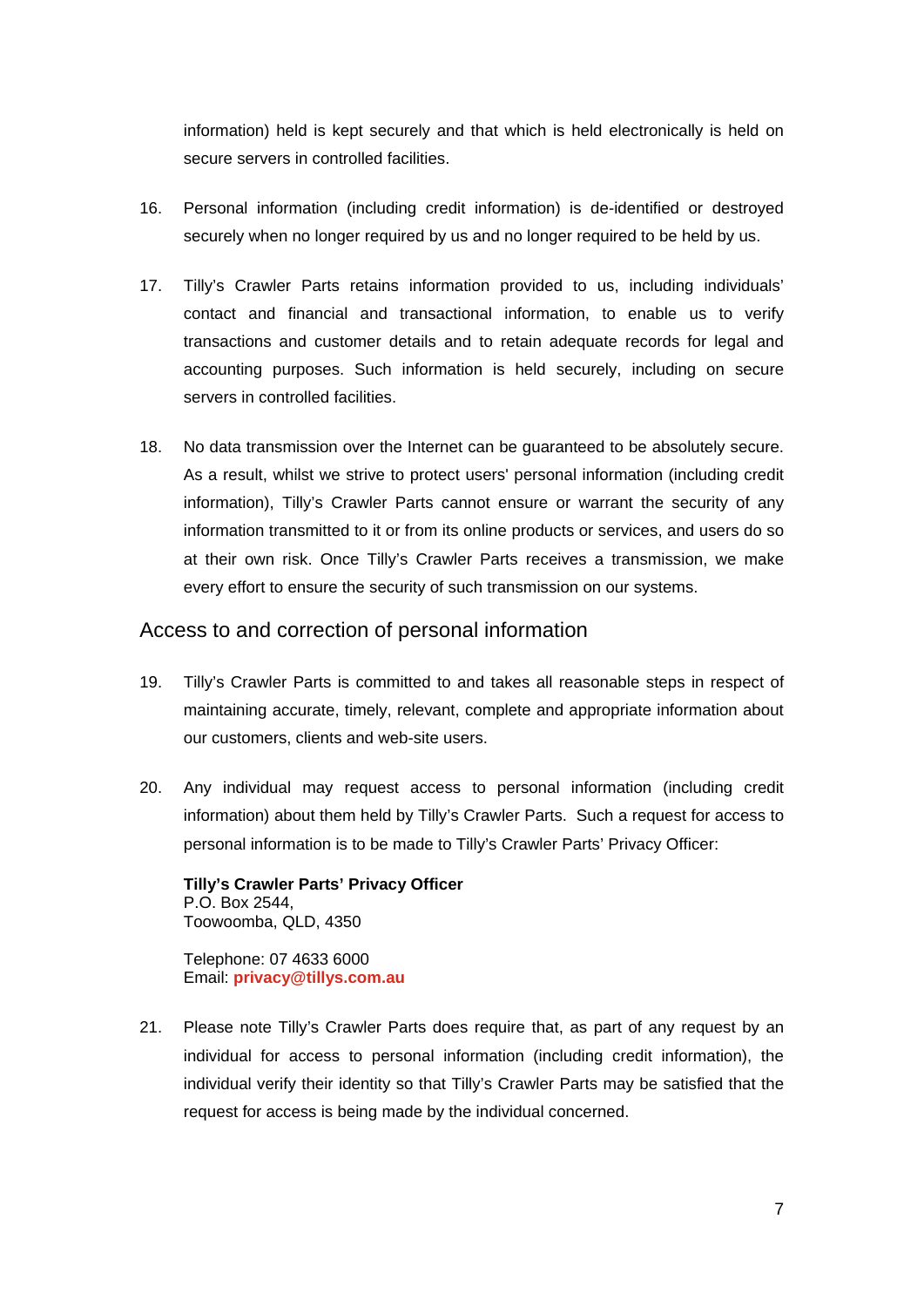information) held is kept securely and that which is held electronically is held on secure servers in controlled facilities.

16. Personal information (including credit information) is de-identified or destroyed securely when no longer required by us and no longer required to be held by us.

17. Tilly's Crawler Parts retains information provided to us, including individuals' contact and financial and transactional information, to enable us to verify transactions and customer details and to retain adequate records for legal and accounting purposes. Such information is held securely, including on secure servers in controlled facilities.

18. No data transmission over the Internet can be guaranteed to be absolutely secure. As a result, whilst we strive to protect users' personal information (including credit information), Tilly's Crawler Parts cannot ensure or warrant the security of any information transmitted to it or from its online products or services, and users do so at their own risk. Once Tilly's Crawler Parts receives a transmission, we make every effort to ensure the security of such transmission on our systems.

## Access to and correction of personal information

19. Tilly's Crawler Parts is committed to and takes all reasonable steps in respect of maintaining accurate, timely, relevant, complete and appropriate information about our customers, clients and web-site users.

20. Any individual may request access to personal information (including credit information) about them held by Tilly's Crawler Parts. Such a request for access to personal information is to be made to Tilly's Crawler Parts' Privacy Officer:

    **Tilly's Crawler Parts' Privacy Officer**
    P.O. Box 2544,
    Toowoomba, QLD, 4350

    Telephone: 07 4633 6000
    Email: **privacy@tillys.com.au**

21. Please note Tilly's Crawler Parts does require that, as part of any request by an individual for access to personal information (including credit information), the individual verify their identity so that Tilly's Crawler Parts may be satisfied that the request for access is being made by the individual concerned.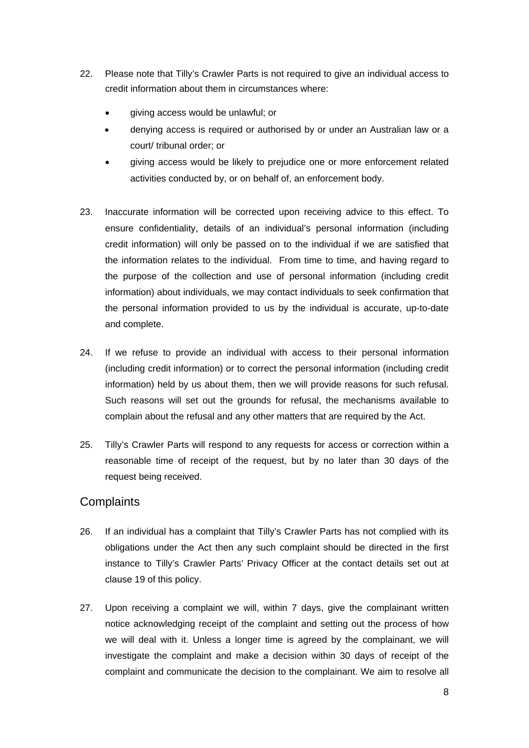22. Please note that Tilly's Crawler Parts is not required to give an individual access to credit information about them in circumstances where:

    - giving access would be unlawful; or
    - denying access is required or authorised by or under an Australian law or a court/ tribunal order; or
    - giving access would be likely to prejudice one or more enforcement related activities conducted by, or on behalf of, an enforcement body.

23. Inaccurate information will be corrected upon receiving advice to this effect. To ensure confidentiality, details of an individual's personal information (including credit information) will only be passed on to the individual if we are satisfied that the information relates to the individual. From time to time, and having regard to the purpose of the collection and use of personal information (including credit information) about individuals, we may contact individuals to seek confirmation that the personal information provided to us by the individual is accurate, up-to-date and complete.

24. If we refuse to provide an individual with access to their personal information (including credit information) or to correct the personal information (including credit information) held by us about them, then we will provide reasons for such refusal. Such reasons will set out the grounds for refusal, the mechanisms available to complain about the refusal and any other matters that are required by the Act.

25. Tilly's Crawler Parts will respond to any requests for access or correction within a reasonable time of receipt of the request, but by no later than 30 days of the request being received.

## Complaints

26. If an individual has a complaint that Tilly's Crawler Parts has not complied with its obligations under the Act then any such complaint should be directed in the first instance to Tilly's Crawler Parts' Privacy Officer at the contact details set out at clause 19 of this policy.

27. Upon receiving a complaint we will, within 7 days, give the complainant written notice acknowledging receipt of the complaint and setting out the process of how we will deal with it. Unless a longer time is agreed by the complainant, we will investigate the complaint and make a decision within 30 days of receipt of the complaint and communicate the decision to the complainant. We aim to resolve all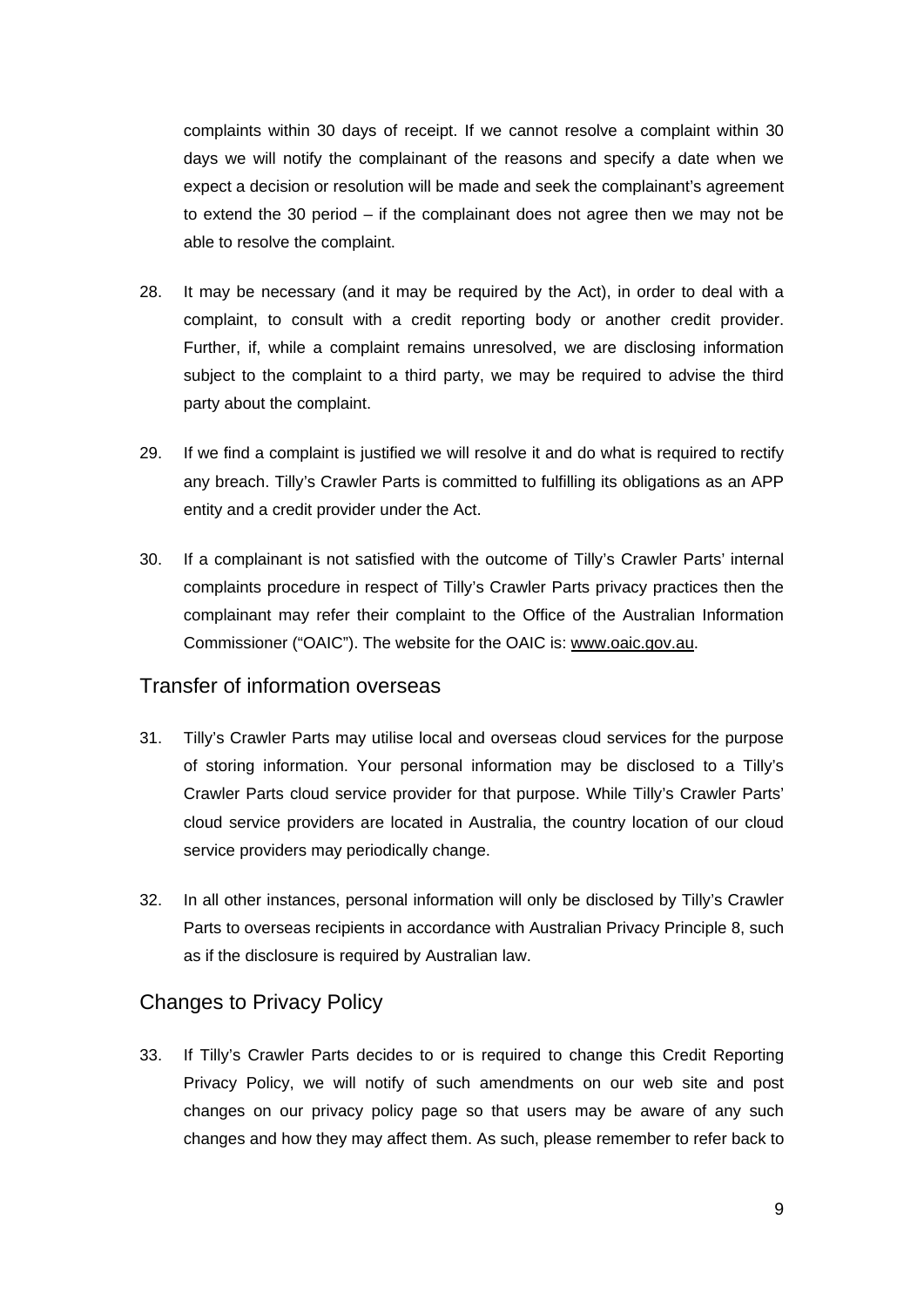complaints within 30 days of receipt. If we cannot resolve a complaint within 30 days we will notify the complainant of the reasons and specify a date when we expect a decision or resolution will be made and seek the complainant's agreement to extend the 30 period – if the complainant does not agree then we may not be able to resolve the complaint.

28. It may be necessary (and it may be required by the Act), in order to deal with a complaint, to consult with a credit reporting body or another credit provider. Further, if, while a complaint remains unresolved, we are disclosing information subject to the complaint to a third party, we may be required to advise the third party about the complaint.

29. If we find a complaint is justified we will resolve it and do what is required to rectify any breach. Tilly's Crawler Parts is committed to fulfilling its obligations as an APP entity and a credit provider under the Act.

30. If a complainant is not satisfied with the outcome of Tilly's Crawler Parts' internal complaints procedure in respect of Tilly's Crawler Parts privacy practices then the complainant may refer their complaint to the Office of the Australian Information Commissioner ("OAIC"). The website for the OAIC is: www.oaic.gov.au.

## Transfer of information overseas

31. Tilly's Crawler Parts may utilise local and overseas cloud services for the purpose of storing information. Your personal information may be disclosed to a Tilly's Crawler Parts cloud service provider for that purpose. While Tilly's Crawler Parts' cloud service providers are located in Australia, the country location of our cloud service providers may periodically change.

32. In all other instances, personal information will only be disclosed by Tilly's Crawler Parts to overseas recipients in accordance with Australian Privacy Principle 8, such as if the disclosure is required by Australian law.

## Changes to Privacy Policy

33. If Tilly's Crawler Parts decides to or is required to change this Credit Reporting Privacy Policy, we will notify of such amendments on our web site and post changes on our privacy policy page so that users may be aware of any such changes and how they may affect them. As such, please remember to refer back to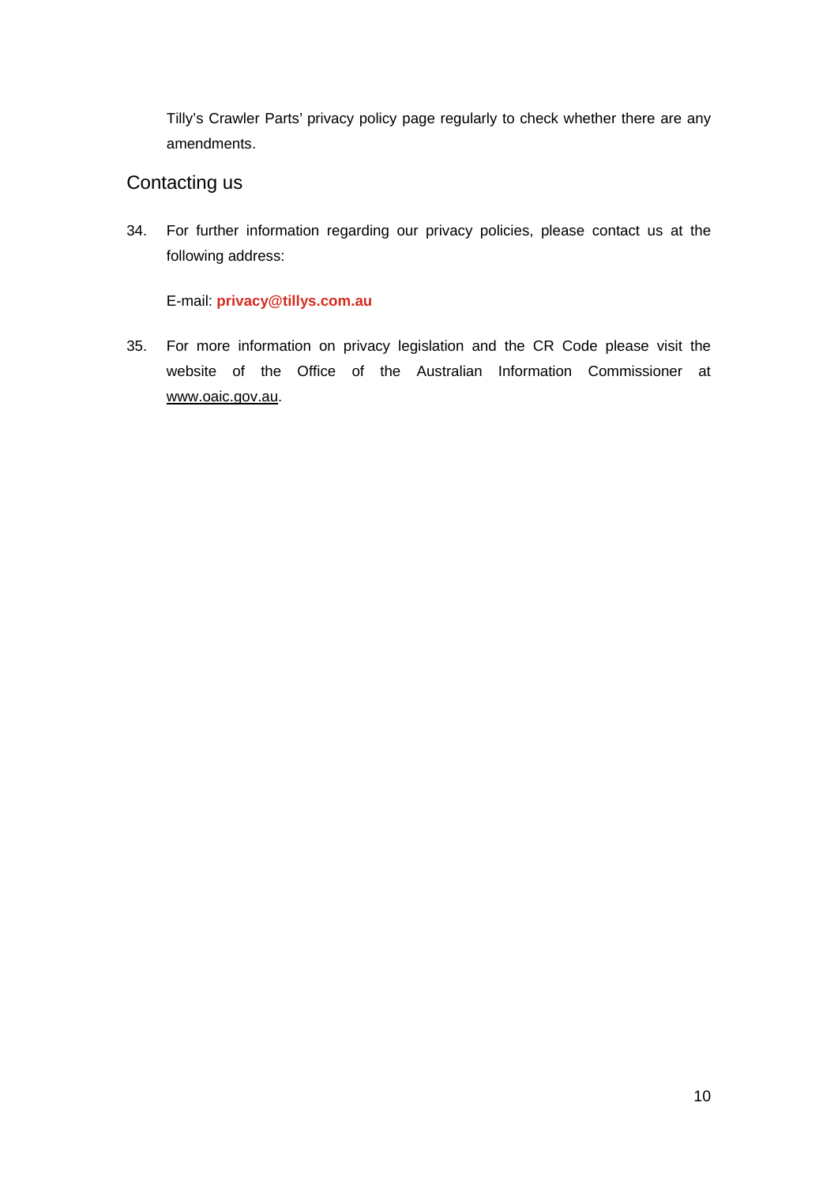Tilly's Crawler Parts' privacy policy page regularly to check whether there are any amendments.

## Contacting us

34. For further information regarding our privacy policies, please contact us at the following address:

    E-mail: **privacy@tillys.com.au**

35. For more information on privacy legislation and the CR Code please visit the website of the Office of the Australian Information Commissioner at www.oaic.gov.au.